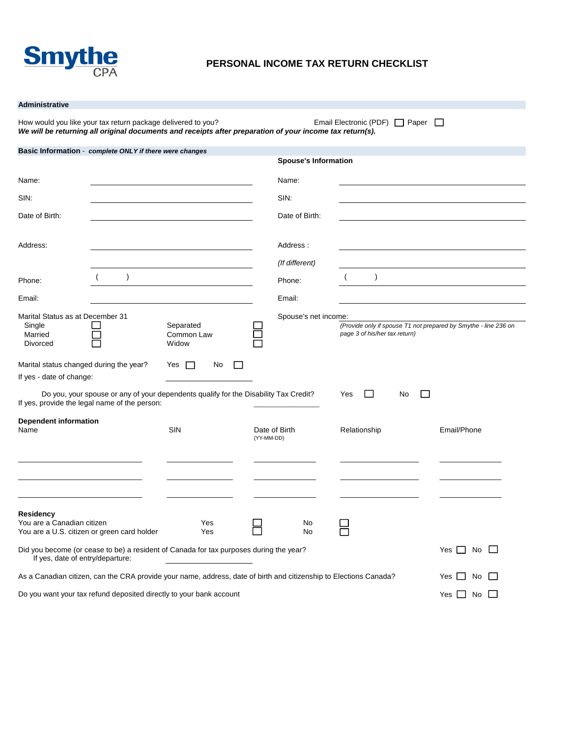Smythe CPA

# PERSONAL INCOME TAX RETURN CHECKLIST

## Administrative

How would you like your tax return package delivered to you? Email Electronic (PDF) ☐ Paper ☐

***We will be returning all original documents and receipts after preparation of your income tax return(s).***

## Basic Information - *complete ONLY if there were changes*

| | | **Spouse's Information** | |
|---|---|---|---|
| Name: | | Name: | |
| SIN: | | SIN: | |
| Date of Birth: | | Date of Birth: | |
| Address: | | Address : | |
| | | *(If different)* | |
| Phone: | ( ) | Phone: | ( ) |
| Email: | | Email: | |

Marital Status as at December 31

- Single ☐
- Married ☐
- Divorced ☐
- Separated ☐
- Common Law ☐
- Widow ☐

Spouse's net income: ____________

*(Provide only if spouse T1 not prepared by Smythe - line 236 on page 3 of his/her tax return)*

Marital status changed during the year? Yes ☐ No ☐

If yes - date of change: ____________

Do you, your spouse or any of your dependents qualify for the Disability Tax Credit? Yes ☐ No ☐

If yes, provide the legal name of the person: ____________

**Dependent information**

| Name | SIN | Date of Birth (YY-MM-DD) | Relationship | Email/Phone |
|---|---|---|---|---|
| | | | | |
| | | | | |
| | | | | |

**Residency**

You are a Canadian citizen Yes ☐ No ☐

You are a U.S. citizen or green card holder Yes ☐ No ☐

Did you become (or cease to be) a resident of Canada for tax purposes during the year? Yes ☐ No ☐

If yes, date of entry/departure: ____________

As a Canadian citizen, can the CRA provide your name, address, date of birth and citizenship to Elections Canada? Yes ☐ No ☐

Do you want your tax refund deposited directly to your bank account Yes ☐ No ☐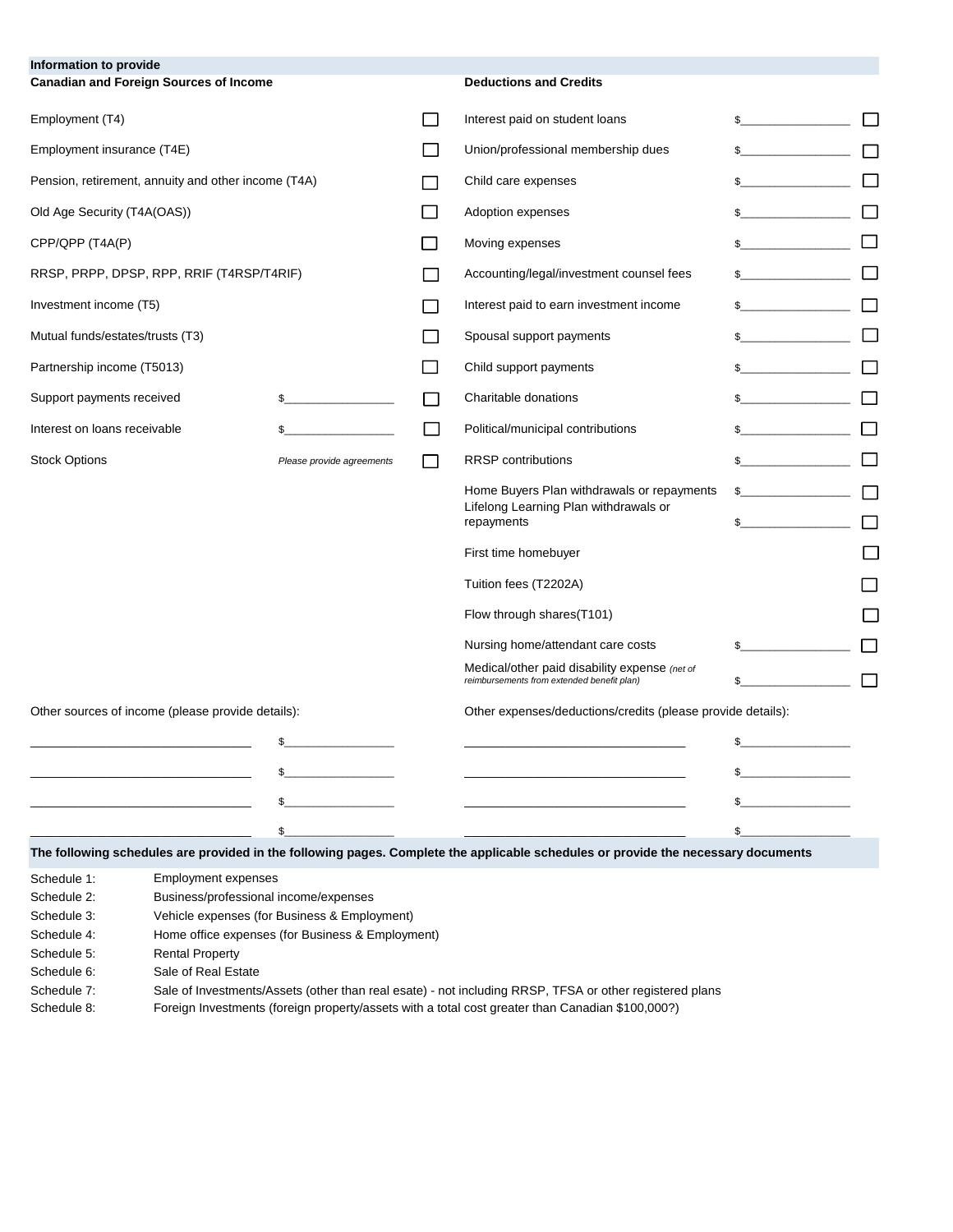## Information to provide

### Canadian and Foreign Sources of Income

| Item | Amount | ☐ |
|---|---|---|
| Employment (T4) | | ☐ |
| Employment insurance (T4E) | | ☐ |
| Pension, retirement, annuity and other income (T4A) | | ☐ |
| Old Age Security (T4A(OAS)) | | ☐ |
| CPP/QPP (T4A(P) | | ☐ |
| RRSP, PRPP, DPSP, RPP, RRIF (T4RSP/T4RIF) | | ☐ |
| Investment income (T5) | | ☐ |
| Mutual funds/estates/trusts (T3) | | ☐ |
| Partnership income (T5013) | | ☐ |
| Support payments received | $_________________ | ☐ |
| Interest on loans receivable | $_________________ | ☐ |
| Stock Options | *Please provide agreements* | ☐ |

Other sources of income (please provide details):

| Details | Amount |
|---|---|
| ________________________________ | $_________________ |
| ________________________________ | $_________________ |
| ________________________________ | $_________________ |
| ________________________________ | $_________________ |

### Deductions and Credits

| Item | Amount | ☐ |
|---|---|---|
| Interest paid on student loans | $_________________ | ☐ |
| Union/professional membership dues | $_________________ | ☐ |
| Child care expenses | $_________________ | ☐ |
| Adoption expenses | $_________________ | ☐ |
| Moving expenses | $_________________ | ☐ |
| Accounting/legal/investment counsel fees | $_________________ | ☐ |
| Interest paid to earn investment income | $_________________ | ☐ |
| Spousal support payments | $_________________ | ☐ |
| Child support payments | $_________________ | ☐ |
| Charitable donations | $_________________ | ☐ |
| Political/municipal contributions | $_________________ | ☐ |
| RRSP contributions | $_________________ | ☐ |
| Home Buyers Plan withdrawals or repayments | $_________________ | ☐ |
| Lifelong Learning Plan withdrawals or repayments | $_________________ | ☐ |
| First time homebuyer | | ☐ |
| Tuition fees (T2202A) | | ☐ |
| Flow through shares(T101) | | ☐ |
| Nursing home/attendant care costs | $_________________ | ☐ |
| Medical/other paid disability expense *(net of reimbursements from extended benefit plan)* | $_________________ | ☐ |

Other expenses/deductions/credits (please provide details):

| Details | Amount |
|---|---|
| ________________________________ | $_________________ |
| ________________________________ | $_________________ |
| ________________________________ | $_________________ |
| ________________________________ | $_________________ |

**The following schedules are provided in the following pages. Complete the applicable schedules or provide the necessary documents**

| Schedule | Description |
|---|---|
| Schedule 1: | Employment expenses |
| Schedule 2: | Business/professional income/expenses |
| Schedule 3: | Vehicle expenses (for Business & Employment) |
| Schedule 4: | Home office expenses (for Business & Employment) |
| Schedule 5: | Rental Property |
| Schedule 6: | Sale of Real Estate |
| Schedule 7: | Sale of Investments/Assets (other than real esate) - not including RRSP, TFSA or other registered plans |
| Schedule 8: | Foreign Investments (foreign property/assets with a total cost greater than Canadian $100,000?) |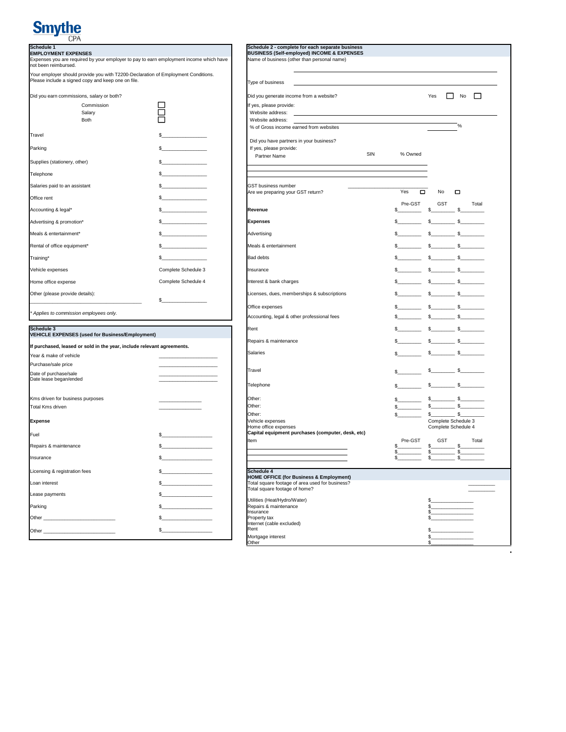Smythe CPA

## Schedule 1
### EMPLOYMENT EXPENSES

Expenses you are required by your employer to pay to earn employment income which have not been reimbursed.

Your employer should provide you with T2200-Declaration of Employment Conditions. Please include a signed copy and keep one on file.

Did you earn commissions, salary or both?

- ☐ Commission
- ☐ Salary
- ☐ Both

| | |
|---|---|
| Travel | $________________ |
| Parking | $________________ |
| Supplies (stationery, other) | $________________ |
| Telephone | $________________ |
| Salaries paid to an assistant | $________________ |
| Office rent | $________________ |
| Accounting & legal* | $________________ |
| Advertising & promotion* | $________________ |
| Meals & entertainment* | $________________ |
| Rental of office equipment* | $________________ |
| Training* | $________________ |
| Vehicle expenses | Complete Schedule 3 |
| Home office expense | Complete Schedule 4 |
| Other (please provide details): ________________ | $________________ |

*\* Applies to commission employees only.*

## Schedule 3
### VEHICLE EXPENSES (used for Business/Employment)

**If purchased, leased or sold in the year, include relevant agreements.**

| | |
|---|---|
| Year & make of vehicle | ________________ |
| Purchase/sale price | ________________ |
| Date of purchase/sale | ________________ |
| Date lease began/ended | ________________ |
| Kms driven for business purposes | ________________ |
| Total Kms driven | ________________ |

**Expense**

| | |
|---|---|
| Fuel | $________________ |
| Repairs & maintenance | $________________ |
| Insurance | $________________ |
| Licensing & registration fees | $________________ |
| Loan interest | $________________ |
| Lease payments | $________________ |
| Parking | $________________ |
| Other ________________ | $________________ |
| Other ________________ | $________________ |

## Schedule 2 - complete for each separate business
### BUSINESS (Self-employed) INCOME & EXPENSES

Name of business (other than personal name) ________________

Type of business ________________

Did you generate income from a website? Yes ☐ No ☐

If yes, please provide:

Website address: ________________

Website address: ________________

% of Gross income earned from websites ________ %

Did you have partners in your business?

If yes, please provide:

| Partner Name | SIN | % Owned |
|---|---|---|
| | | |
| | | |

GST business number ________________

Are we preparing your GST return? Yes ☐ No ☐

| | Pre-GST | GST | Total |
|---|---|---|---|
| **Revenue** | $________ | $________ | $________ |
| **Expenses** | $________ | $________ | $________ |
| Advertising | $________ | $________ | $________ |
| Meals & entertainment | $________ | $________ | $________ |
| Bad debts | $________ | $________ | $________ |
| Insurance | $________ | $________ | $________ |
| Interest & bank charges | $________ | $________ | $________ |
| Licenses, dues, memberships & subscriptions | $________ | $________ | $________ |
| Office expenses | $________ | $________ | $________ |
| Accounting, legal & other professional fees | $________ | $________ | $________ |
| Rent | $________ | $________ | $________ |
| Repairs & maintenance | $________ | $________ | $________ |
| Salaries | $________ | $________ | $________ |
| Travel | $________ | $________ | $________ |
| Telephone | $________ | $________ | $________ |
| Other: | $________ | $________ | $________ |
| Other: | $________ | $________ | $________ |
| Other: | $________ | $________ | $________ |
| Vehicle expenses | | Complete Schedule 3 | |
| Home office expenses | | Complete Schedule 4 | |

**Capital equipment purchases (computer, desk, etc)**

| Item | Pre-GST | GST | Total |
|---|---|---|---|
| ________________ | $________ | $________ | $________ |
| ________________ | $________ | $________ | $________ |
| ________________ | $________ | $________ | $________ |

## Schedule 4
### HOME OFFICE (for Business & Employment)

| | |
|---|---|
| Total square footage of area used for business? | ________ |
| Total square footage of home? | ________ |
| Utilities (Heat/Hydro/Water) | $________________ |
| Repairs & maintenance | $________________ |
| Insurance | $________________ |
| Property tax | $________________ |
| Internet (cable excluded) | |
| Rent | $________________ |
| Mortgage interest | $________________ |
| Other | $________________ |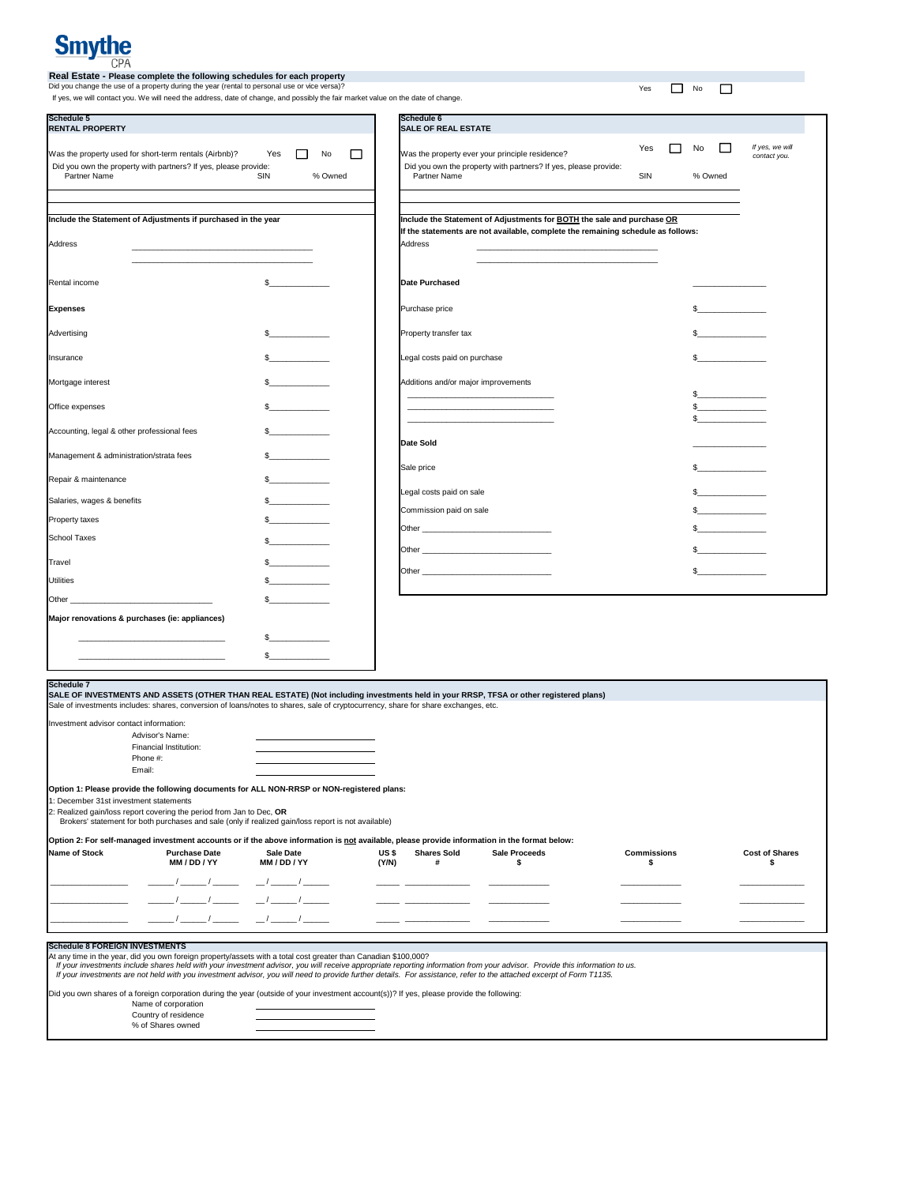**Smythe** CPA

## Real Estate - Please complete the following schedules for each property

Did you change the use of a property during the year (rental to personal use or vice versa)? Yes ☐ No ☐

If yes, we will contact you. We will need the address, date of change, and possibly the fair market value on the date of change.

### Schedule 5
### RENTAL PROPERTY

Was the property used for short-term rentals (Airbnb)? Yes ☐ No ☐

Did you own the property with partners? If yes, please provide:

| Partner Name | SIN | % Owned |
|---|---|---|
| | | |
| | | |

**Include the Statement of Adjustments if purchased in the year**

Address ______________________________________

______________________________________

| | |
|---|---|
| Rental income | $____________ |
| **Expenses** | |
| Advertising | $____________ |
| Insurance | $____________ |
| Mortgage interest | $____________ |
| Office expenses | $____________ |
| Accounting, legal & other professional fees | $____________ |
| Management & administration/strata fees | $____________ |
| Repair & maintenance | $____________ |
| Salaries, wages & benefits | $____________ |
| Property taxes | $____________ |
| School Taxes | $____________ |
| Travel | $____________ |
| Utilities | $____________ |
| Other ______________________________ | $____________ |

**Major renovations & purchases (ie: appliances)**

| | |
|---|---|
| ______________________________ | $____________ |
| ______________________________ | $____________ |

### Schedule 6
### SALE OF REAL ESTATE

Was the property ever your principle residence? Yes ☐ No ☐ *If yes, we will contact you.*

Did you own the property with partners? If yes, please provide:

| Partner Name | SIN | % Owned |
|---|---|---|
| | | |
| | | |

**Include the Statement of Adjustments for BOTH the sale and purchase OR**
**If the statements are not available, complete the remaining schedule as follows:**

Address ______________________________________

______________________________________

| | |
|---|---|
| **Date Purchased** | ______________ |
| Purchase price | $______________ |
| Property transfer tax | $______________ |
| Legal costs paid on purchase | $______________ |
| Additions and/or major improvements | |
| ______________________________ | $______________ |
| ______________________________ | $______________ |
| ______________________________ | $______________ |
| **Date Sold** | ______________ |
| Sale price | $______________ |
| Legal costs paid on sale | $______________ |
| Commission paid on sale | $______________ |
| Other ____________________________ | $______________ |
| Other ____________________________ | $______________ |
| Other ____________________________ | $______________ |

### Schedule 7
### SALE OF INVESTMENTS AND ASSETS (OTHER THAN REAL ESTATE) (Not including investments held in your RRSP, TFSA or other registered plans)

Sale of investments includes: shares, conversion of loans/notes to shares, sale of cryptocurrency, share for share exchanges, etc.

Investment advisor contact information:

- Advisor's Name: ______________________
- Financial Institution: ______________________
- Phone #: ______________________
- Email: ______________________

**Option 1: Please provide the following documents for ALL NON-RRSP or NON-registered plans:**

1: December 31st investment statements

2: Realized gain/loss report covering the period from Jan to Dec, **OR**

Brokers' statement for both purchases and sale (only if realized gain/loss report is not available)

**Option 2: For self-managed investment accounts or if the above information is not available, please provide information in the format below:**

| Name of Stock | Purchase Date MM / DD / YY | Sale Date MM / DD / YY | US $ (Y/N) | Shares Sold # | Sale Proceeds $ | Commissions $ | Cost of Shares $ |
|---|---|---|---|---|---|---|---|
| __________ | ___/___/___ | ___/___/___ | ____ | __________ | __________ | __________ | __________ |
| __________ | ___/___/___ | ___/___/___ | ____ | __________ | __________ | __________ | __________ |
| __________ | ___/___/___ | ___/___/___ | ____ | __________ | __________ | __________ | __________ |

### Schedule 8 FOREIGN INVESTMENTS

At any time in the year, did you own foreign property/assets with a total cost greater than Canadian $100,000?

*If your investments include shares held with your investment advisor, you will receive appropriate reporting information from your advisor. Provide this information to us.*
*If your investments are not held with you investment advisor, you will need to provide further details. For assistance, refer to the attached excerpt of Form T1135.*

Did you own shares of a foreign corporation during the year (outside of your investment account(s))? If yes, please provide the following:

- Name of corporation ______________________
- Country of residence ______________________
- % of Shares owned ______________________